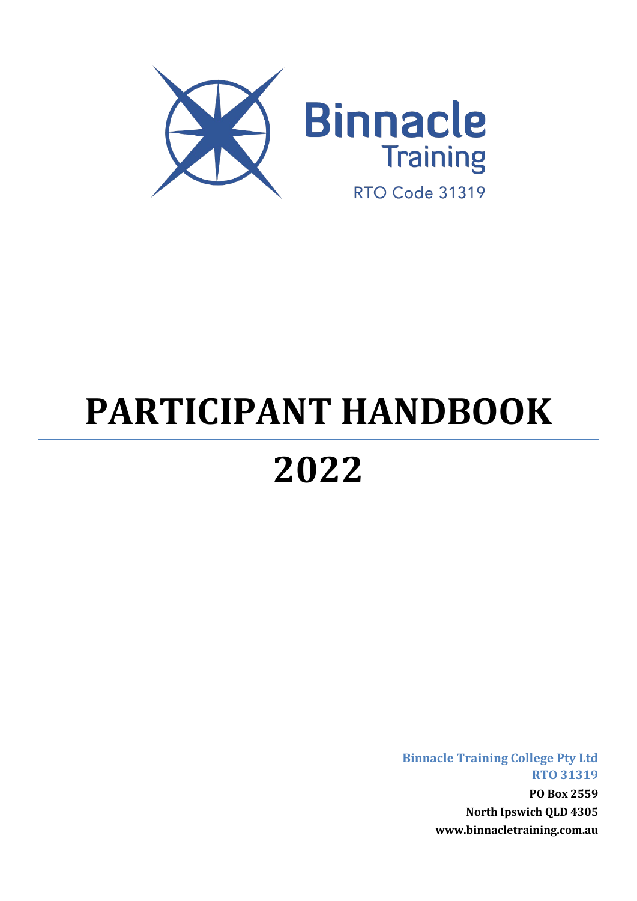Binnacle Training

RTO Code 31319

# PARTICIPANT HANDBOOK

# 2022

**Binnacle Training College Pty Ltd**
**RTO 31319**
**PO Box 2559**
**North Ipswich QLD 4305**
**www.binnacletraining.com.au**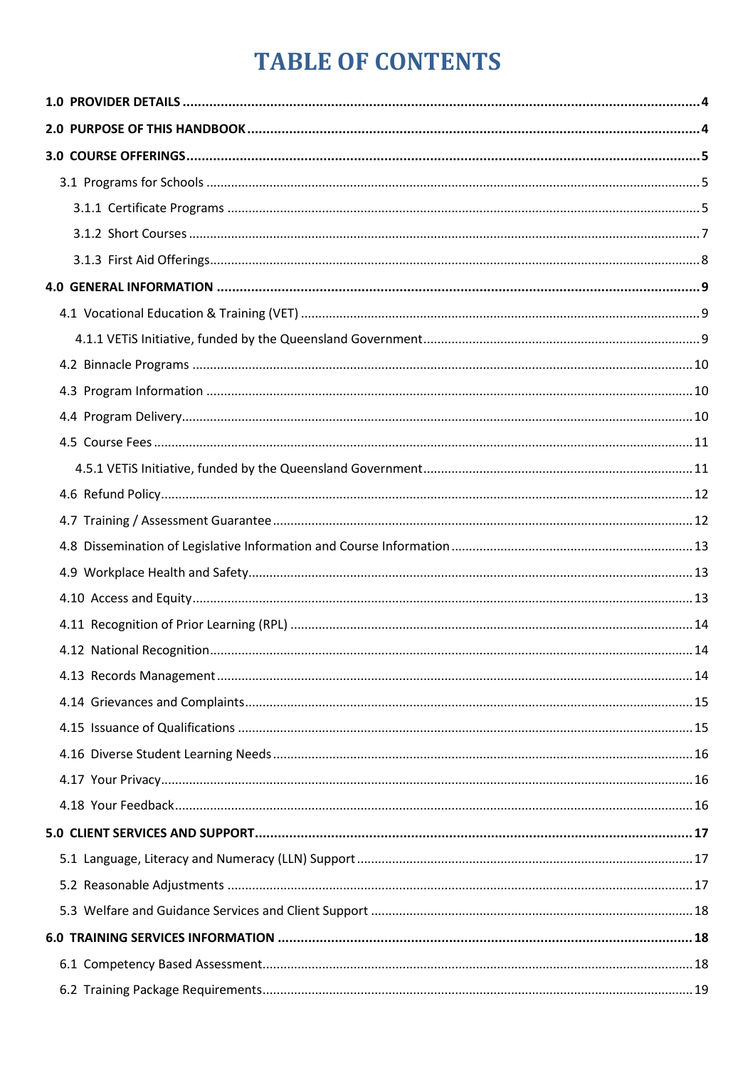# TABLE OF CONTENTS

**1.0 PROVIDER DETAILS** ..... 4

**2.0 PURPOSE OF THIS HANDBOOK** ..... 4

**3.0 COURSE OFFERINGS** ..... 5

- 3.1 Programs for Schools ..... 5
  - 3.1.1 Certificate Programs ..... 5
  - 3.1.2 Short Courses ..... 7
  - 3.1.3 First Aid Offerings ..... 8

**4.0 GENERAL INFORMATION** ..... 9

- 4.1 Vocational Education & Training (VET) ..... 9
  - 4.1.1 VETiS Initiative, funded by the Queensland Government ..... 9
- 4.2 Binnacle Programs ..... 10
- 4.3 Program Information ..... 10
- 4.4 Program Delivery ..... 10
- 4.5 Course Fees ..... 11
  - 4.5.1 VETiS Initiative, funded by the Queensland Government ..... 11
- 4.6 Refund Policy ..... 12
- 4.7 Training / Assessment Guarantee ..... 12
- 4.8 Dissemination of Legislative Information and Course Information ..... 13
- 4.9 Workplace Health and Safety ..... 13
- 4.10 Access and Equity ..... 13
- 4.11 Recognition of Prior Learning (RPL) ..... 14
- 4.12 National Recognition ..... 14
- 4.13 Records Management ..... 14
- 4.14 Grievances and Complaints ..... 15
- 4.15 Issuance of Qualifications ..... 15
- 4.16 Diverse Student Learning Needs ..... 16
- 4.17 Your Privacy ..... 16
- 4.18 Your Feedback ..... 16

**5.0 CLIENT SERVICES AND SUPPORT** ..... 17

- 5.1 Language, Literacy and Numeracy (LLN) Support ..... 17
- 5.2 Reasonable Adjustments ..... 17
- 5.3 Welfare and Guidance Services and Client Support ..... 18

**6.0 TRAINING SERVICES INFORMATION** ..... 18

- 6.1 Competency Based Assessment ..... 18
- 6.2 Training Package Requirements ..... 19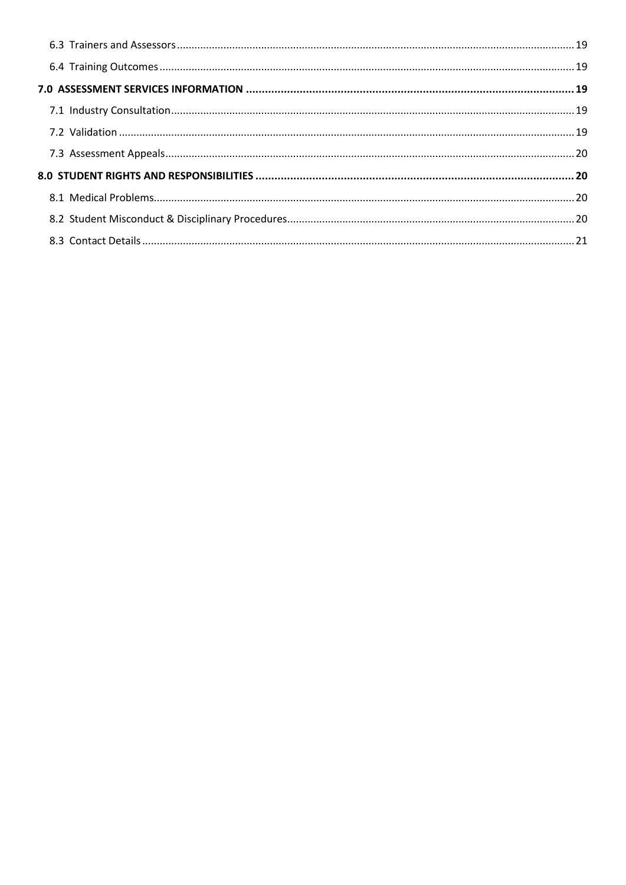6.3 Trainers and Assessors ..... 19

6.4 Training Outcomes ..... 19

**7.0 ASSESSMENT SERVICES INFORMATION ..... 19**

7.1 Industry Consultation ..... 19

7.2 Validation ..... 19

7.3 Assessment Appeals ..... 20

**8.0 STUDENT RIGHTS AND RESPONSIBILITIES ..... 20**

8.1 Medical Problems ..... 20

8.2 Student Misconduct & Disciplinary Procedures ..... 20

8.3 Contact Details ..... 21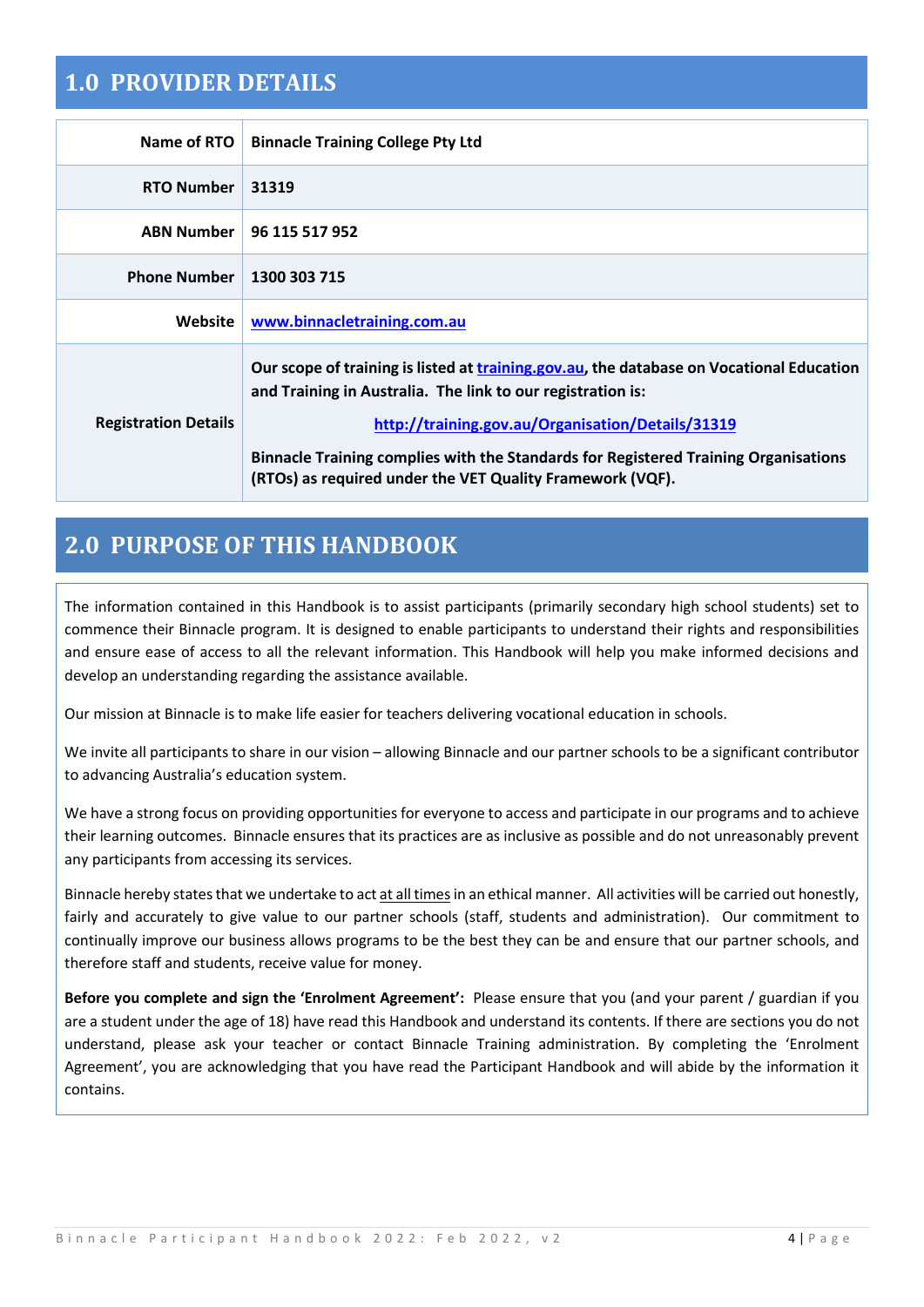## 1.0 PROVIDER DETAILS

| | |
|---|---|
| **Name of RTO** | **Binnacle Training College Pty Ltd** |
| **RTO Number** | **31319** |
| **ABN Number** | **96 115 517 952** |
| **Phone Number** | **1300 303 715** |
| **Website** | **[www.binnacletraining.com.au](www.binnacletraining.com.au)** |
| **Registration Details** | **Our scope of training is listed at [training.gov.au](training.gov.au), the database on Vocational Education and Training in Australia. The link to our registration is:** <br> **http://training.gov.au/Organisation/Details/31319** <br> **Binnacle Training complies with the Standards for Registered Training Organisations (RTOs) as required under the VET Quality Framework (VQF).** |

## 2.0 PURPOSE OF THIS HANDBOOK

The information contained in this Handbook is to assist participants (primarily secondary high school students) set to commence their Binnacle program. It is designed to enable participants to understand their rights and responsibilities and ensure ease of access to all the relevant information. This Handbook will help you make informed decisions and develop an understanding regarding the assistance available.

Our mission at Binnacle is to make life easier for teachers delivering vocational education in schools.

We invite all participants to share in our vision – allowing Binnacle and our partner schools to be a significant contributor to advancing Australia's education system.

We have a strong focus on providing opportunities for everyone to access and participate in our programs and to achieve their learning outcomes. Binnacle ensures that its practices are as inclusive as possible and do not unreasonably prevent any participants from accessing its services.

Binnacle hereby states that we undertake to act at all times in an ethical manner. All activities will be carried out honestly, fairly and accurately to give value to our partner schools (staff, students and administration). Our commitment to continually improve our business allows programs to be the best they can be and ensure that our partner schools, and therefore staff and students, receive value for money.

**Before you complete and sign the 'Enrolment Agreement':** Please ensure that you (and your parent / guardian if you are a student under the age of 18) have read this Handbook and understand its contents. If there are sections you do not understand, please ask your teacher or contact Binnacle Training administration. By completing the 'Enrolment Agreement', you are acknowledging that you have read the Participant Handbook and will abide by the information it contains.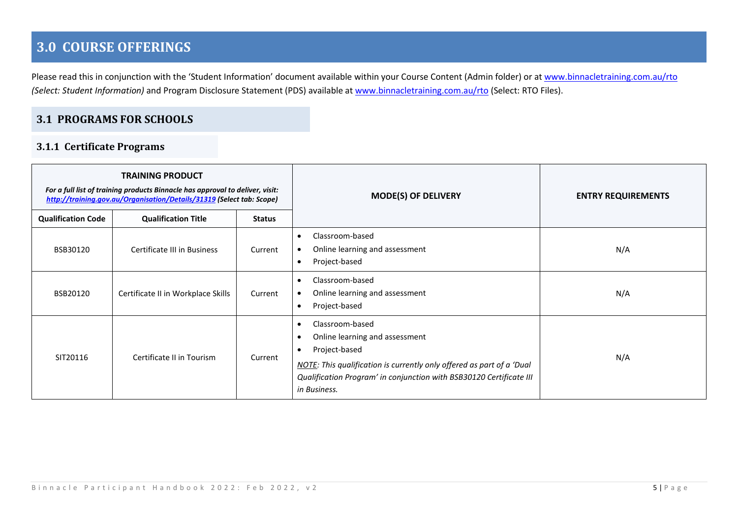# 3.0 COURSE OFFERINGS

Please read this in conjunction with the 'Student Information' document available within your Course Content (Admin folder) or at [www.binnacletraining.com.au/rto](http://www.binnacletraining.com.au/rto) *(Select: Student Information)* and Program Disclosure Statement (PDS) available at [www.binnacletraining.com.au/rto](http://www.binnacletraining.com.au/rto) (Select: RTO Files).

## 3.1 PROGRAMS FOR SCHOOLS

### 3.1.1 Certificate Programs

| **TRAINING PRODUCT** *For a full list of training products Binnacle has approval to deliver, visit: [http://training.gov.au/Organisation/Details/31319](http://training.gov.au/Organisation/Details/31319) (Select tab: Scope)* | | | **MODE(S) OF DELIVERY** | **ENTRY REQUIREMENTS** |
|---|---|---|---|---|
| **Qualification Code** | **Qualification Title** | **Status** | | |
| BSB30120 | Certificate III in Business | Current | • Classroom-based<br>• Online learning and assessment<br>• Project-based | N/A |
| BSB20120 | Certificate II in Workplace Skills | Current | • Classroom-based<br>• Online learning and assessment<br>• Project-based | N/A |
| SIT20116 | Certificate II in Tourism | Current | • Classroom-based<br>• Online learning and assessment<br>• Project-based<br>*NOTE: This qualification is currently only offered as part of a 'Dual Qualification Program' in conjunction with BSB30120 Certificate III in Business.* | N/A |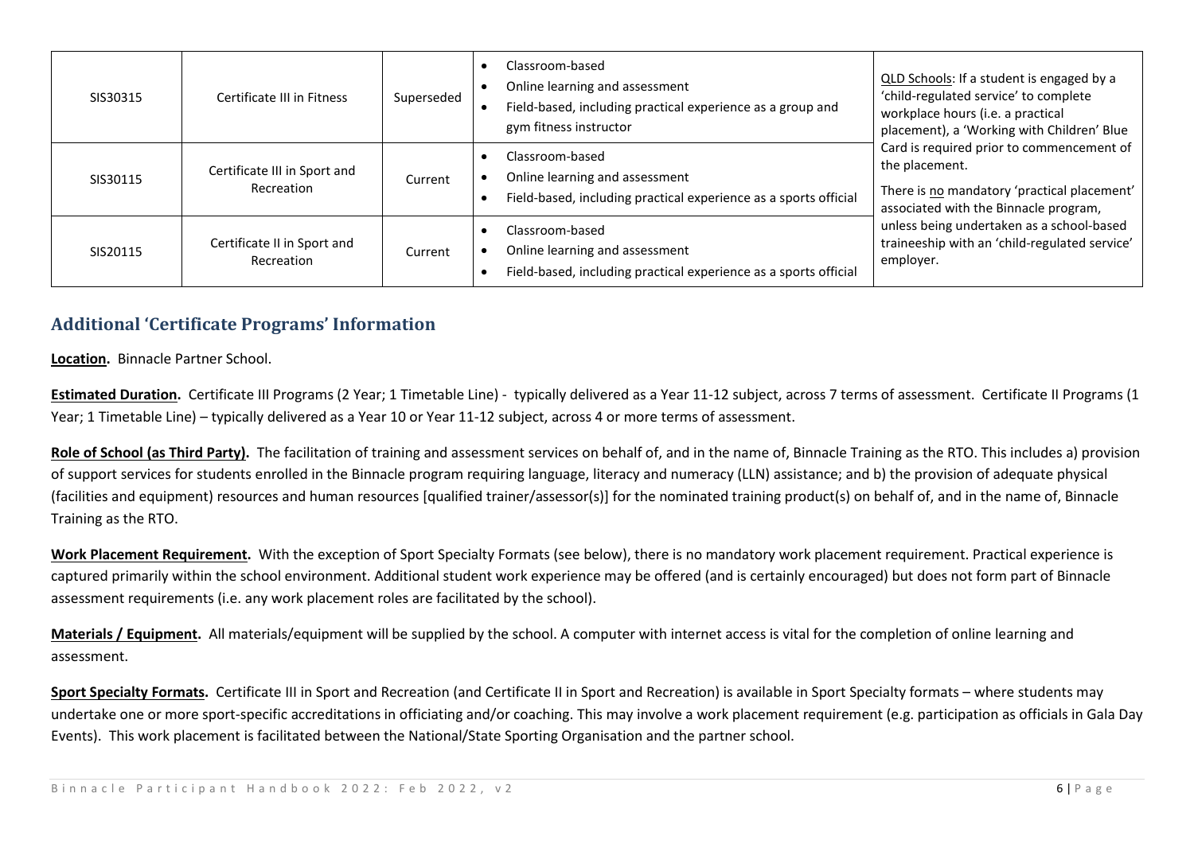| SIS30315 | Certificate III in Fitness | Superseded | • Classroom-based<br>• Online learning and assessment<br>• Field-based, including practical experience as a group and gym fitness instructor | QLD Schools: If a student is engaged by a 'child-regulated service' to complete workplace hours (i.e. a practical placement), a 'Working with Children' Blue Card is required prior to commencement of the placement.<br><br>There is no mandatory 'practical placement' associated with the Binnacle program, unless being undertaken as a school-based traineeship with an 'child-regulated service' employer. |
|---|---|---|---|---|
| SIS30115 | Certificate III in Sport and Recreation | Current | • Classroom-based<br>• Online learning and assessment<br>• Field-based, including practical experience as a sports official | |
| SIS20115 | Certificate II in Sport and Recreation | Current | • Classroom-based<br>• Online learning and assessment<br>• Field-based, including practical experience as a sports official | |

## Additional 'Certificate Programs' Information

**Location.** Binnacle Partner School.

**Estimated Duration.** Certificate III Programs (2 Year; 1 Timetable Line) - typically delivered as a Year 11-12 subject, across 7 terms of assessment. Certificate II Programs (1 Year; 1 Timetable Line) – typically delivered as a Year 10 or Year 11-12 subject, across 4 or more terms of assessment.

**Role of School (as Third Party).** The facilitation of training and assessment services on behalf of, and in the name of, Binnacle Training as the RTO. This includes a) provision of support services for students enrolled in the Binnacle program requiring language, literacy and numeracy (LLN) assistance; and b) the provision of adequate physical (facilities and equipment) resources and human resources [qualified trainer/assessor(s)] for the nominated training product(s) on behalf of, and in the name of, Binnacle Training as the RTO.

**Work Placement Requirement.** With the exception of Sport Specialty Formats (see below), there is no mandatory work placement requirement. Practical experience is captured primarily within the school environment. Additional student work experience may be offered (and is certainly encouraged) but does not form part of Binnacle assessment requirements (i.e. any work placement roles are facilitated by the school).

**Materials / Equipment.** All materials/equipment will be supplied by the school. A computer with internet access is vital for the completion of online learning and assessment.

**Sport Specialty Formats.** Certificate III in Sport and Recreation (and Certificate II in Sport and Recreation) is available in Sport Specialty formats – where students may undertake one or more sport-specific accreditations in officiating and/or coaching. This may involve a work placement requirement (e.g. participation as officials in Gala Day Events). This work placement is facilitated between the National/State Sporting Organisation and the partner school.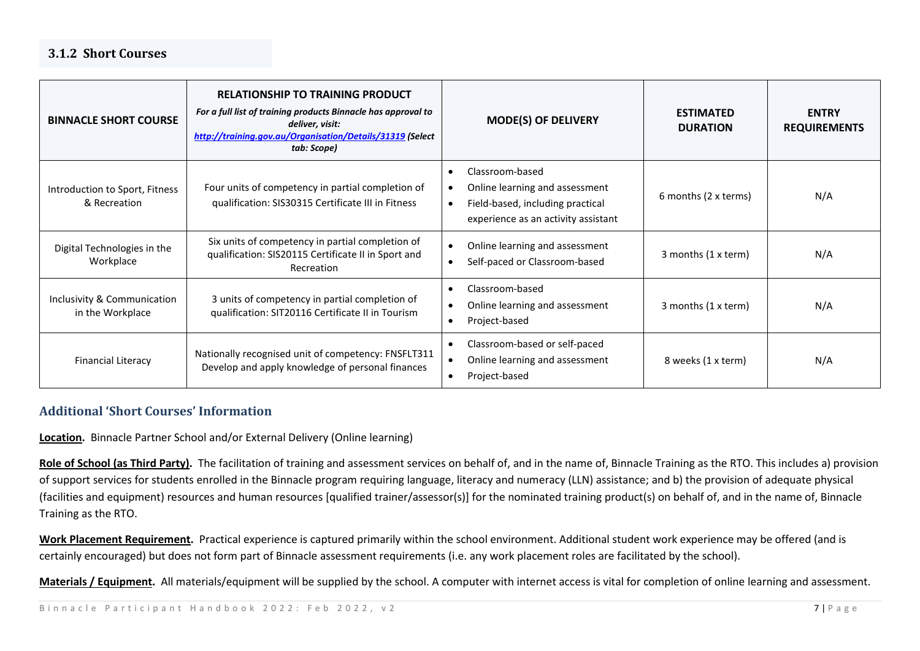### 3.1.2 Short Courses

| BINNACLE SHORT COURSE | RELATIONSHIP TO TRAINING PRODUCT *For a full list of training products Binnacle has approval to deliver, visit: [http://training.gov.au/Organisation/Details/31319](http://training.gov.au/Organisation/Details/31319) (Select tab: Scope)* | MODE(S) OF DELIVERY | ESTIMATED DURATION | ENTRY REQUIREMENTS |
|---|---|---|---|---|
| Introduction to Sport, Fitness & Recreation | Four units of competency in partial completion of qualification: SIS30315 Certificate III in Fitness | • Classroom-based<br>• Online learning and assessment<br>• Field-based, including practical experience as an activity assistant | 6 months (2 x terms) | N/A |
| Digital Technologies in the Workplace | Six units of competency in partial completion of qualification: SIS20115 Certificate II in Sport and Recreation | • Online learning and assessment<br>• Self-paced or Classroom-based | 3 months (1 x term) | N/A |
| Inclusivity & Communication in the Workplace | 3 units of competency in partial completion of qualification: SIT20116 Certificate II in Tourism | • Classroom-based<br>• Online learning and assessment<br>• Project-based | 3 months (1 x term) | N/A |
| Financial Literacy | Nationally recognised unit of competency: FNSFLT311 Develop and apply knowledge of personal finances | • Classroom-based or self-paced<br>• Online learning and assessment<br>• Project-based | 8 weeks (1 x term) | N/A |

#### Additional 'Short Courses' Information

**Location.** Binnacle Partner School and/or External Delivery (Online learning)

**Role of School (as Third Party).** The facilitation of training and assessment services on behalf of, and in the name of, Binnacle Training as the RTO. This includes a) provision of support services for students enrolled in the Binnacle program requiring language, literacy and numeracy (LLN) assistance; and b) the provision of adequate physical (facilities and equipment) resources and human resources [qualified trainer/assessor(s)] for the nominated training product(s) on behalf of, and in the name of, Binnacle Training as the RTO.

**Work Placement Requirement.** Practical experience is captured primarily within the school environment. Additional student work experience may be offered (and is certainly encouraged) but does not form part of Binnacle assessment requirements (i.e. any work placement roles are facilitated by the school).

**Materials / Equipment.** All materials/equipment will be supplied by the school. A computer with internet access is vital for completion of online learning and assessment.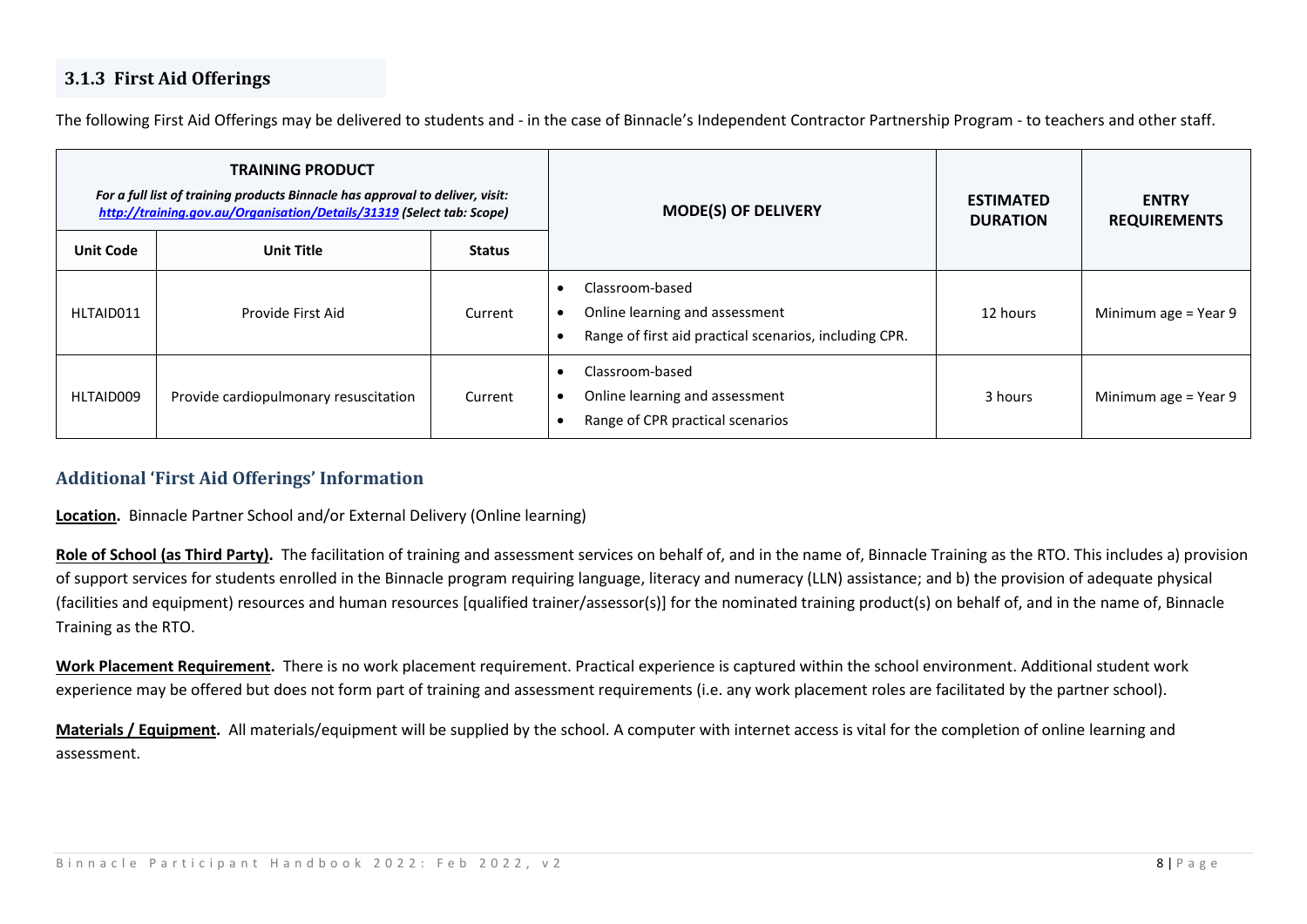### 3.1.3 First Aid Offerings

The following First Aid Offerings may be delivered to students and - in the case of Binnacle's Independent Contractor Partnership Program - to teachers and other staff.

| **TRAINING PRODUCT** *For a full list of training products Binnacle has approval to deliver, visit: [http://training.gov.au/Organisation/Details/31319](http://training.gov.au/Organisation/Details/31319) (Select tab: Scope)* | | | **MODE(S) OF DELIVERY** | **ESTIMATED DURATION** | **ENTRY REQUIREMENTS** |
|---|---|---|---|---|---|
| **Unit Code** | **Unit Title** | **Status** | | | |
| HLTAID011 | Provide First Aid | Current | • Classroom-based<br>• Online learning and assessment<br>• Range of first aid practical scenarios, including CPR. | 12 hours | Minimum age = Year 9 |
| HLTAID009 | Provide cardiopulmonary resuscitation | Current | • Classroom-based<br>• Online learning and assessment<br>• Range of CPR practical scenarios | 3 hours | Minimum age = Year 9 |

### Additional 'First Aid Offerings' Information

**Location.** Binnacle Partner School and/or External Delivery (Online learning)

**Role of School (as Third Party).** The facilitation of training and assessment services on behalf of, and in the name of, Binnacle Training as the RTO. This includes a) provision of support services for students enrolled in the Binnacle program requiring language, literacy and numeracy (LLN) assistance; and b) the provision of adequate physical (facilities and equipment) resources and human resources [qualified trainer/assessor(s)] for the nominated training product(s) on behalf of, and in the name of, Binnacle Training as the RTO.

**Work Placement Requirement.** There is no work placement requirement. Practical experience is captured within the school environment. Additional student work experience may be offered but does not form part of training and assessment requirements (i.e. any work placement roles are facilitated by the partner school).

**Materials / Equipment.** All materials/equipment will be supplied by the school. A computer with internet access is vital for the completion of online learning and assessment.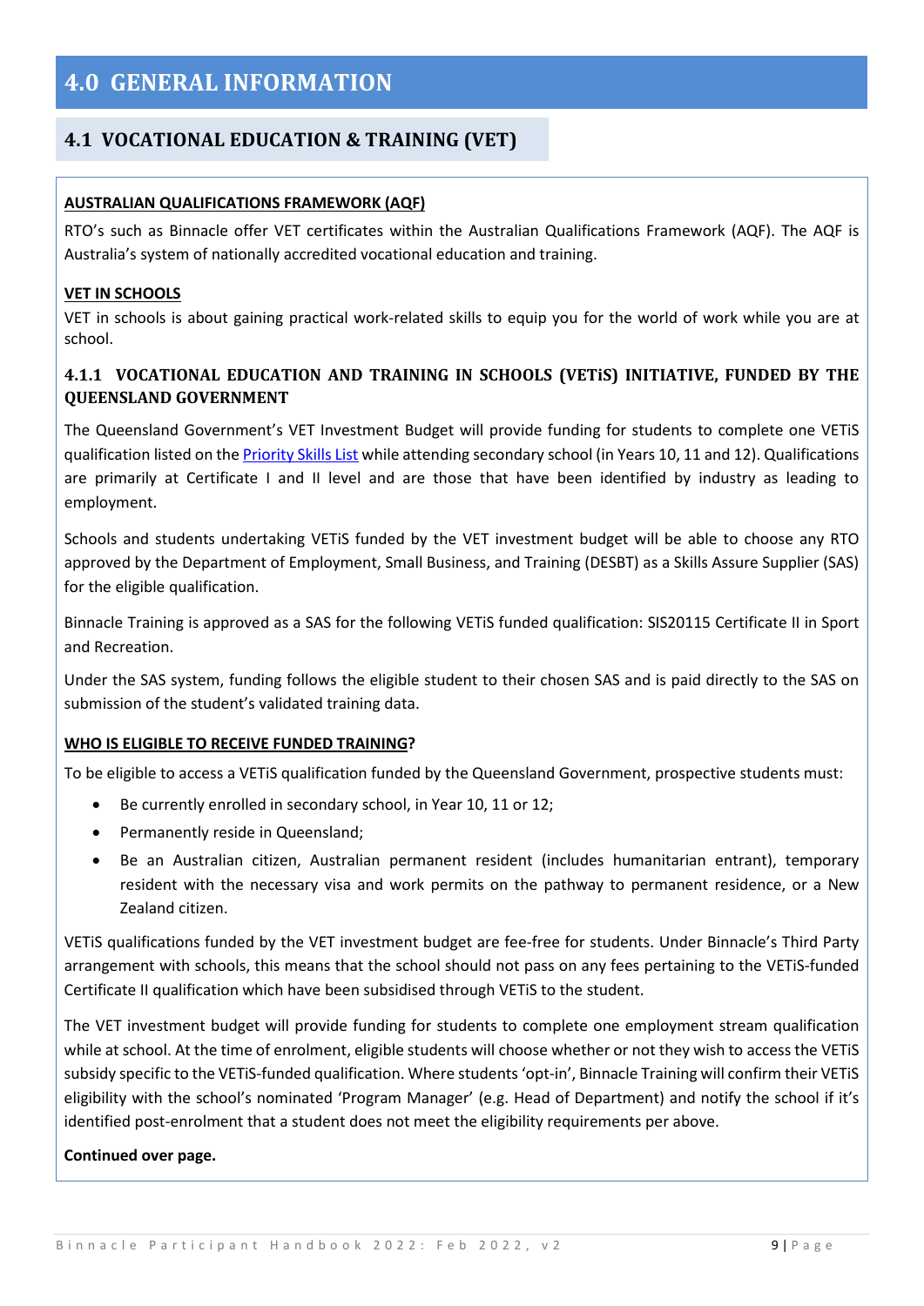# 4.0 GENERAL INFORMATION

## 4.1 VOCATIONAL EDUCATION & TRAINING (VET)

**AUSTRALIAN QUALIFICATIONS FRAMEWORK (AQF)**

RTO's such as Binnacle offer VET certificates within the Australian Qualifications Framework (AQF). The AQF is Australia's system of nationally accredited vocational education and training.

**VET IN SCHOOLS**

VET in schools is about gaining practical work-related skills to equip you for the world of work while you are at school.

### 4.1.1 VOCATIONAL EDUCATION AND TRAINING IN SCHOOLS (VETiS) INITIATIVE, FUNDED BY THE QUEENSLAND GOVERNMENT

The Queensland Government's VET Investment Budget will provide funding for students to complete one VETiS qualification listed on the Priority Skills List while attending secondary school (in Years 10, 11 and 12). Qualifications are primarily at Certificate I and II level and are those that have been identified by industry as leading to employment.

Schools and students undertaking VETiS funded by the VET investment budget will be able to choose any RTO approved by the Department of Employment, Small Business, and Training (DESBT) as a Skills Assure Supplier (SAS) for the eligible qualification.

Binnacle Training is approved as a SAS for the following VETiS funded qualification: SIS20115 Certificate II in Sport and Recreation.

Under the SAS system, funding follows the eligible student to their chosen SAS and is paid directly to the SAS on submission of the student's validated training data.

**WHO IS ELIGIBLE TO RECEIVE FUNDED TRAINING?**

To be eligible to access a VETiS qualification funded by the Queensland Government, prospective students must:

- Be currently enrolled in secondary school, in Year 10, 11 or 12;
- Permanently reside in Queensland;
- Be an Australian citizen, Australian permanent resident (includes humanitarian entrant), temporary resident with the necessary visa and work permits on the pathway to permanent residence, or a New Zealand citizen.

VETiS qualifications funded by the VET investment budget are fee-free for students. Under Binnacle's Third Party arrangement with schools, this means that the school should not pass on any fees pertaining to the VETiS-funded Certificate II qualification which have been subsidised through VETiS to the student.

The VET investment budget will provide funding for students to complete one employment stream qualification while at school. At the time of enrolment, eligible students will choose whether or not they wish to access the VETiS subsidy specific to the VETiS-funded qualification. Where students 'opt-in', Binnacle Training will confirm their VETiS eligibility with the school's nominated 'Program Manager' (e.g. Head of Department) and notify the school if it's identified post-enrolment that a student does not meet the eligibility requirements per above.

**Continued over page.**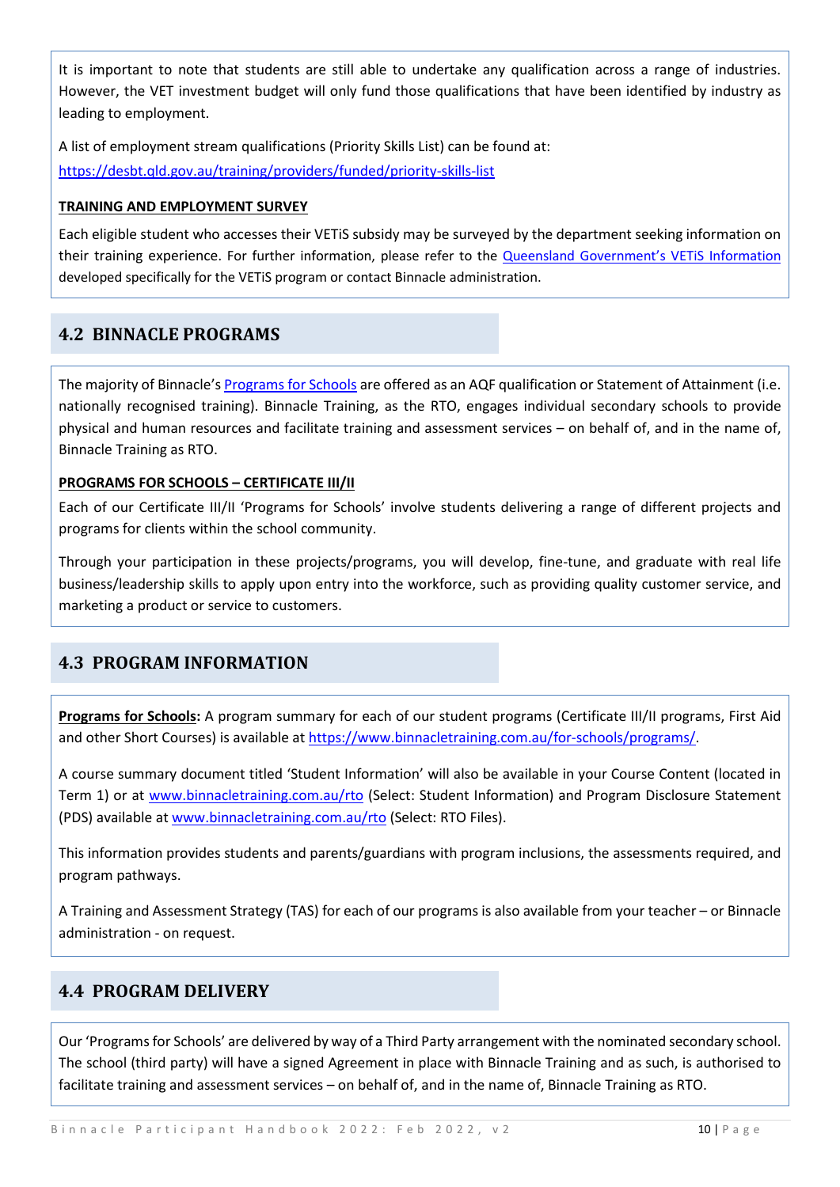It is important to note that students are still able to undertake any qualification across a range of industries. However, the VET investment budget will only fund those qualifications that have been identified by industry as leading to employment.

A list of employment stream qualifications (Priority Skills List) can be found at:
[https://desbt.qld.gov.au/training/providers/funded/priority-skills-list](https://desbt.qld.gov.au/training/providers/funded/priority-skills-list)

**TRAINING AND EMPLOYMENT SURVEY**

Each eligible student who accesses their VETiS subsidy may be surveyed by the department seeking information on their training experience. For further information, please refer to the Queensland Government's VETiS Information developed specifically for the VETiS program or contact Binnacle administration.

## 4.2 BINNACLE PROGRAMS

The majority of Binnacle's Programs for Schools are offered as an AQF qualification or Statement of Attainment (i.e. nationally recognised training). Binnacle Training, as the RTO, engages individual secondary schools to provide physical and human resources and facilitate training and assessment services – on behalf of, and in the name of, Binnacle Training as RTO.

**PROGRAMS FOR SCHOOLS – CERTIFICATE III/II**

Each of our Certificate III/II 'Programs for Schools' involve students delivering a range of different projects and programs for clients within the school community.

Through your participation in these projects/programs, you will develop, fine-tune, and graduate with real life business/leadership skills to apply upon entry into the workforce, such as providing quality customer service, and marketing a product or service to customers.

## 4.3 PROGRAM INFORMATION

**Programs for Schools:** A program summary for each of our student programs (Certificate III/II programs, First Aid and other Short Courses) is available at [https://www.binnacletraining.com.au/for-schools/programs/](https://www.binnacletraining.com.au/for-schools/programs/).

A course summary document titled 'Student Information' will also be available in your Course Content (located in Term 1) or at www.binnacletraining.com.au/rto (Select: Student Information) and Program Disclosure Statement (PDS) available at www.binnacletraining.com.au/rto (Select: RTO Files).

This information provides students and parents/guardians with program inclusions, the assessments required, and program pathways.

A Training and Assessment Strategy (TAS) for each of our programs is also available from your teacher – or Binnacle administration - on request.

## 4.4 PROGRAM DELIVERY

Our 'Programs for Schools' are delivered by way of a Third Party arrangement with the nominated secondary school. The school (third party) will have a signed Agreement in place with Binnacle Training and as such, is authorised to facilitate training and assessment services – on behalf of, and in the name of, Binnacle Training as RTO.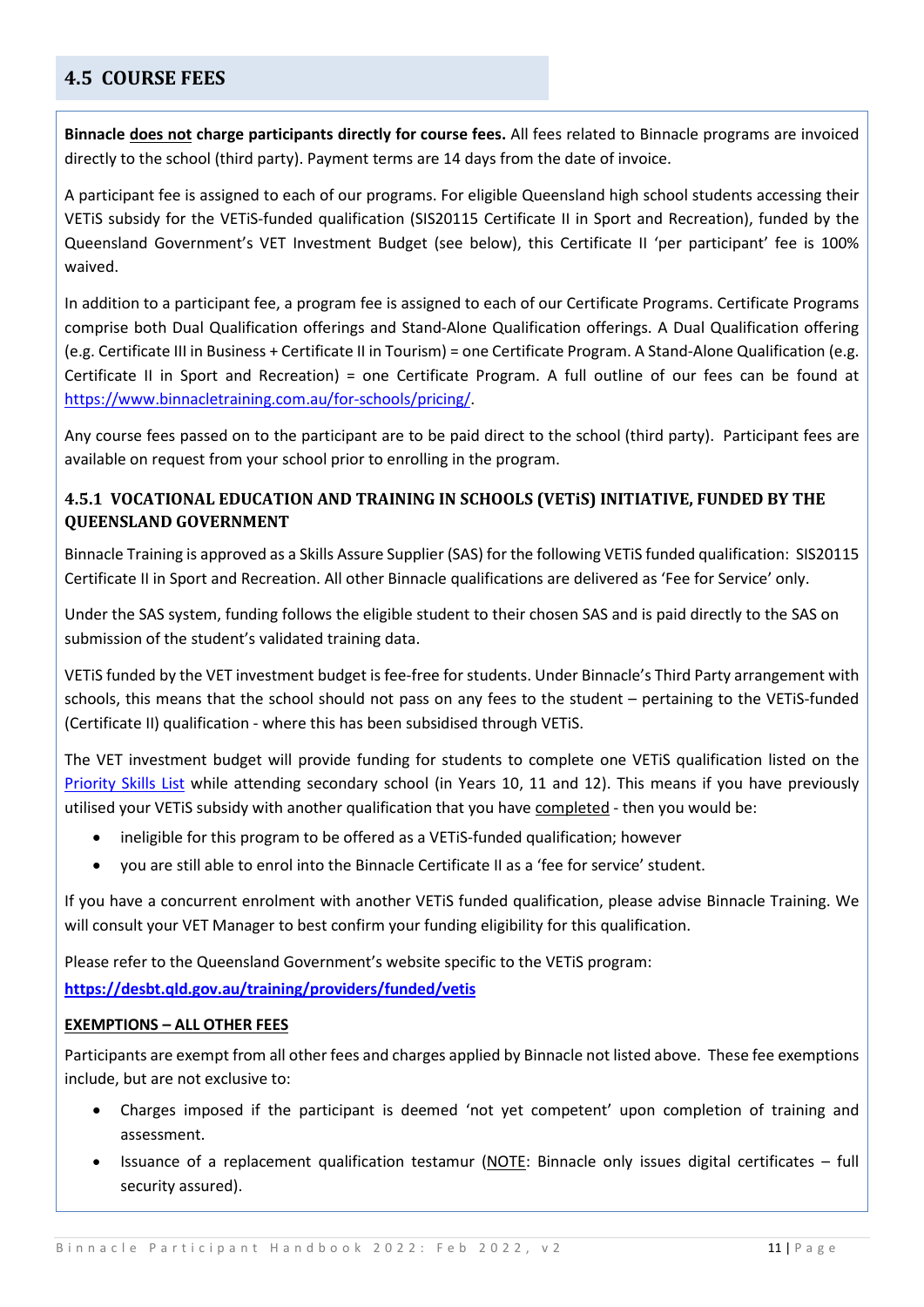## 4.5 COURSE FEES

**Binnacle does not charge participants directly for course fees.** All fees related to Binnacle programs are invoiced directly to the school (third party). Payment terms are 14 days from the date of invoice.

A participant fee is assigned to each of our programs. For eligible Queensland high school students accessing their VETiS subsidy for the VETiS-funded qualification (SIS20115 Certificate II in Sport and Recreation), funded by the Queensland Government's VET Investment Budget (see below), this Certificate II 'per participant' fee is 100% waived.

In addition to a participant fee, a program fee is assigned to each of our Certificate Programs. Certificate Programs comprise both Dual Qualification offerings and Stand-Alone Qualification offerings. A Dual Qualification offering (e.g. Certificate III in Business + Certificate II in Tourism) = one Certificate Program. A Stand-Alone Qualification (e.g. Certificate II in Sport and Recreation) = one Certificate Program. A full outline of our fees can be found at https://www.binnacletraining.com.au/for-schools/pricing/.

Any course fees passed on to the participant are to be paid direct to the school (third party). Participant fees are available on request from your school prior to enrolling in the program.

### 4.5.1 VOCATIONAL EDUCATION AND TRAINING IN SCHOOLS (VETiS) INITIATIVE, FUNDED BY THE QUEENSLAND GOVERNMENT

Binnacle Training is approved as a Skills Assure Supplier (SAS) for the following VETiS funded qualification: SIS20115 Certificate II in Sport and Recreation. All other Binnacle qualifications are delivered as 'Fee for Service' only.

Under the SAS system, funding follows the eligible student to their chosen SAS and is paid directly to the SAS on submission of the student's validated training data.

VETiS funded by the VET investment budget is fee-free for students. Under Binnacle's Third Party arrangement with schools, this means that the school should not pass on any fees to the student – pertaining to the VETiS-funded (Certificate II) qualification - where this has been subsidised through VETiS.

The VET investment budget will provide funding for students to complete one VETiS qualification listed on the Priority Skills List while attending secondary school (in Years 10, 11 and 12). This means if you have previously utilised your VETiS subsidy with another qualification that you have completed - then you would be:

- ineligible for this program to be offered as a VETiS-funded qualification; however
- you are still able to enrol into the Binnacle Certificate II as a 'fee for service' student.

If you have a concurrent enrolment with another VETiS funded qualification, please advise Binnacle Training. We will consult your VET Manager to best confirm your funding eligibility for this qualification.

Please refer to the Queensland Government's website specific to the VETiS program:
**https://desbt.qld.gov.au/training/providers/funded/vetis**

**EXEMPTIONS – ALL OTHER FEES**

Participants are exempt from all other fees and charges applied by Binnacle not listed above. These fee exemptions include, but are not exclusive to:

- Charges imposed if the participant is deemed 'not yet competent' upon completion of training and assessment.
- Issuance of a replacement qualification testamur (NOTE: Binnacle only issues digital certificates – full security assured).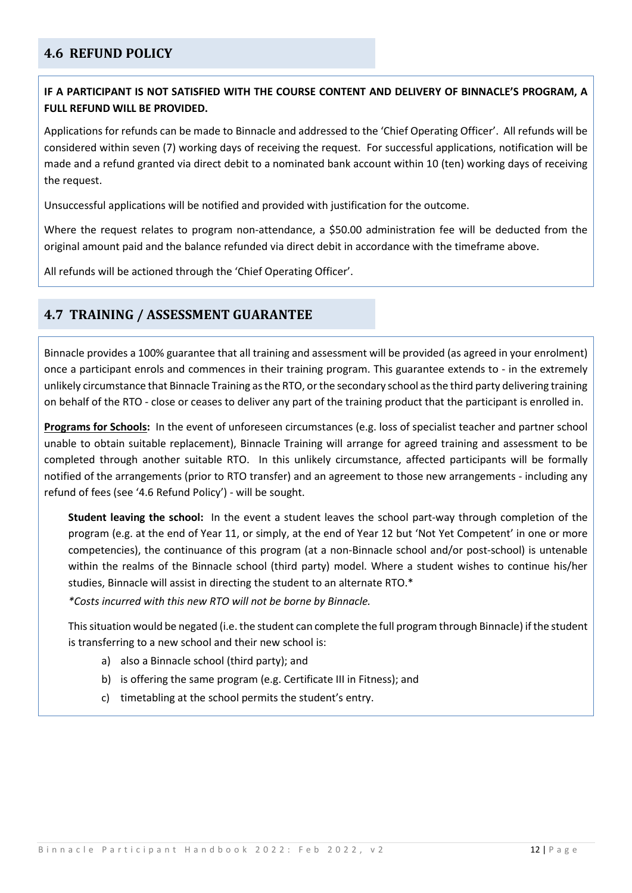## 4.6 REFUND POLICY

**IF A PARTICIPANT IS NOT SATISFIED WITH THE COURSE CONTENT AND DELIVERY OF BINNACLE'S PROGRAM, A FULL REFUND WILL BE PROVIDED.**

Applications for refunds can be made to Binnacle and addressed to the 'Chief Operating Officer'. All refunds will be considered within seven (7) working days of receiving the request. For successful applications, notification will be made and a refund granted via direct debit to a nominated bank account within 10 (ten) working days of receiving the request.

Unsuccessful applications will be notified and provided with justification for the outcome.

Where the request relates to program non-attendance, a $50.00 administration fee will be deducted from the original amount paid and the balance refunded via direct debit in accordance with the timeframe above.

All refunds will be actioned through the 'Chief Operating Officer'.

## 4.7 TRAINING / ASSESSMENT GUARANTEE

Binnacle provides a 100% guarantee that all training and assessment will be provided (as agreed in your enrolment) once a participant enrols and commences in their training program. This guarantee extends to - in the extremely unlikely circumstance that Binnacle Training as the RTO, or the secondary school as the third party delivering training on behalf of the RTO - close or ceases to deliver any part of the training product that the participant is enrolled in.

**Programs for Schools:** In the event of unforeseen circumstances (e.g. loss of specialist teacher and partner school unable to obtain suitable replacement), Binnacle Training will arrange for agreed training and assessment to be completed through another suitable RTO. In this unlikely circumstance, affected participants will be formally notified of the arrangements (prior to RTO transfer) and an agreement to those new arrangements - including any refund of fees (see '4.6 Refund Policy') - will be sought.

**Student leaving the school:** In the event a student leaves the school part-way through completion of the program (e.g. at the end of Year 11, or simply, at the end of Year 12 but 'Not Yet Competent' in one or more competencies), the continuance of this program (at a non-Binnacle school and/or post-school) is untenable within the realms of the Binnacle school (third party) model. Where a student wishes to continue his/her studies, Binnacle will assist in directing the student to an alternate RTO.*

*\*Costs incurred with this new RTO will not be borne by Binnacle.*

This situation would be negated (i.e. the student can complete the full program through Binnacle) if the student is transferring to a new school and their new school is:

a) also a Binnacle school (third party); and
b) is offering the same program (e.g. Certificate III in Fitness); and
c) timetabling at the school permits the student's entry.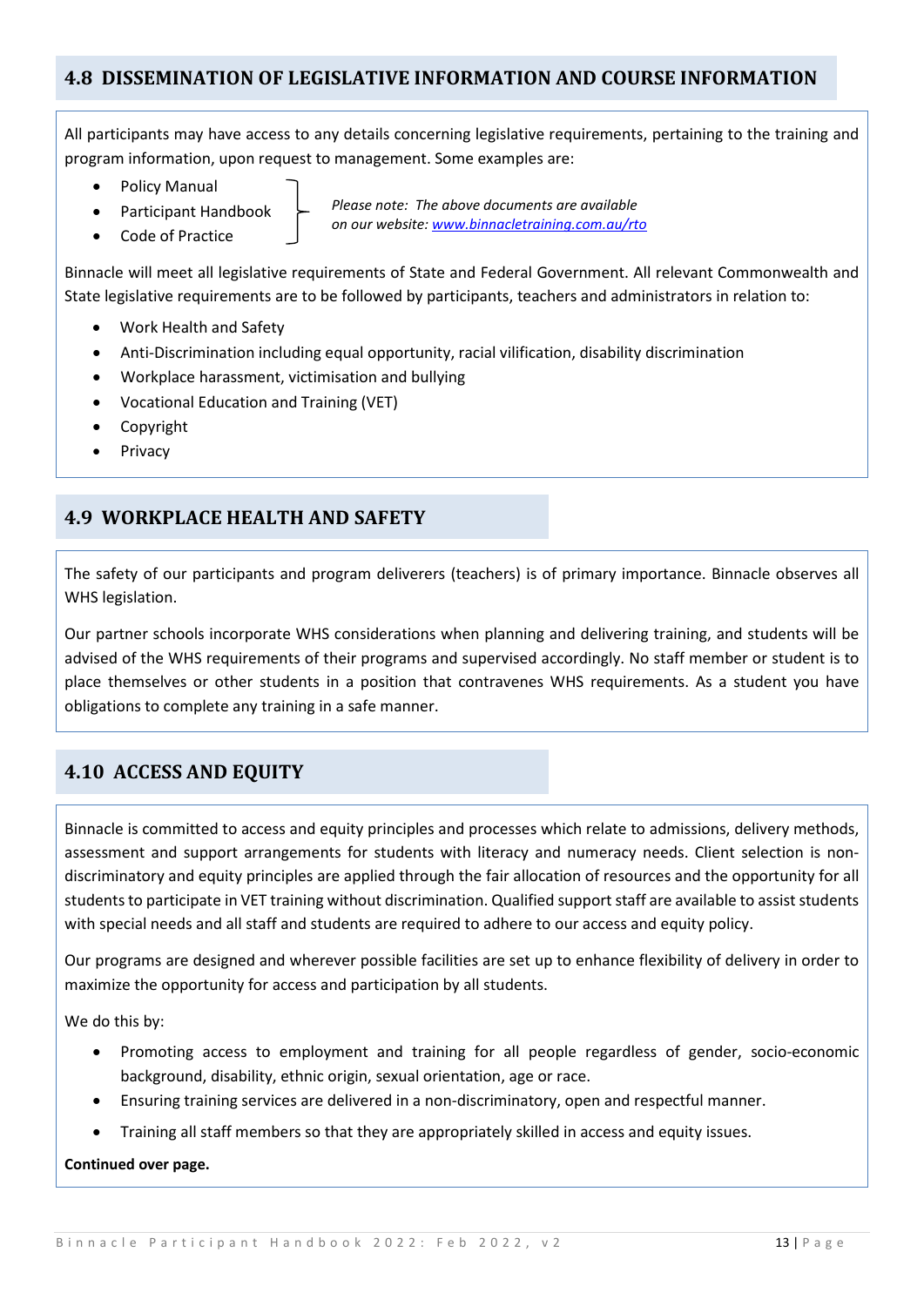## 4.8 DISSEMINATION OF LEGISLATIVE INFORMATION AND COURSE INFORMATION

All participants may have access to any details concerning legislative requirements, pertaining to the training and program information, upon request to management. Some examples are:

- Policy Manual
- Participant Handbook
- Code of Practice

*Please note: The above documents are available on our website: [www.binnacletraining.com.au/rto](www.binnacletraining.com.au/rto)*

Binnacle will meet all legislative requirements of State and Federal Government. All relevant Commonwealth and State legislative requirements are to be followed by participants, teachers and administrators in relation to:

- Work Health and Safety
- Anti-Discrimination including equal opportunity, racial vilification, disability discrimination
- Workplace harassment, victimisation and bullying
- Vocational Education and Training (VET)
- Copyright
- Privacy

## 4.9 WORKPLACE HEALTH AND SAFETY

The safety of our participants and program deliverers (teachers) is of primary importance. Binnacle observes all WHS legislation.

Our partner schools incorporate WHS considerations when planning and delivering training, and students will be advised of the WHS requirements of their programs and supervised accordingly. No staff member or student is to place themselves or other students in a position that contravenes WHS requirements. As a student you have obligations to complete any training in a safe manner.

## 4.10 ACCESS AND EQUITY

Binnacle is committed to access and equity principles and processes which relate to admissions, delivery methods, assessment and support arrangements for students with literacy and numeracy needs. Client selection is non-discriminatory and equity principles are applied through the fair allocation of resources and the opportunity for all students to participate in VET training without discrimination. Qualified support staff are available to assist students with special needs and all staff and students are required to adhere to our access and equity policy.

Our programs are designed and wherever possible facilities are set up to enhance flexibility of delivery in order to maximize the opportunity for access and participation by all students.

We do this by:

- Promoting access to employment and training for all people regardless of gender, socio-economic background, disability, ethnic origin, sexual orientation, age or race.
- Ensuring training services are delivered in a non-discriminatory, open and respectful manner.
- Training all staff members so that they are appropriately skilled in access and equity issues.

**Continued over page.**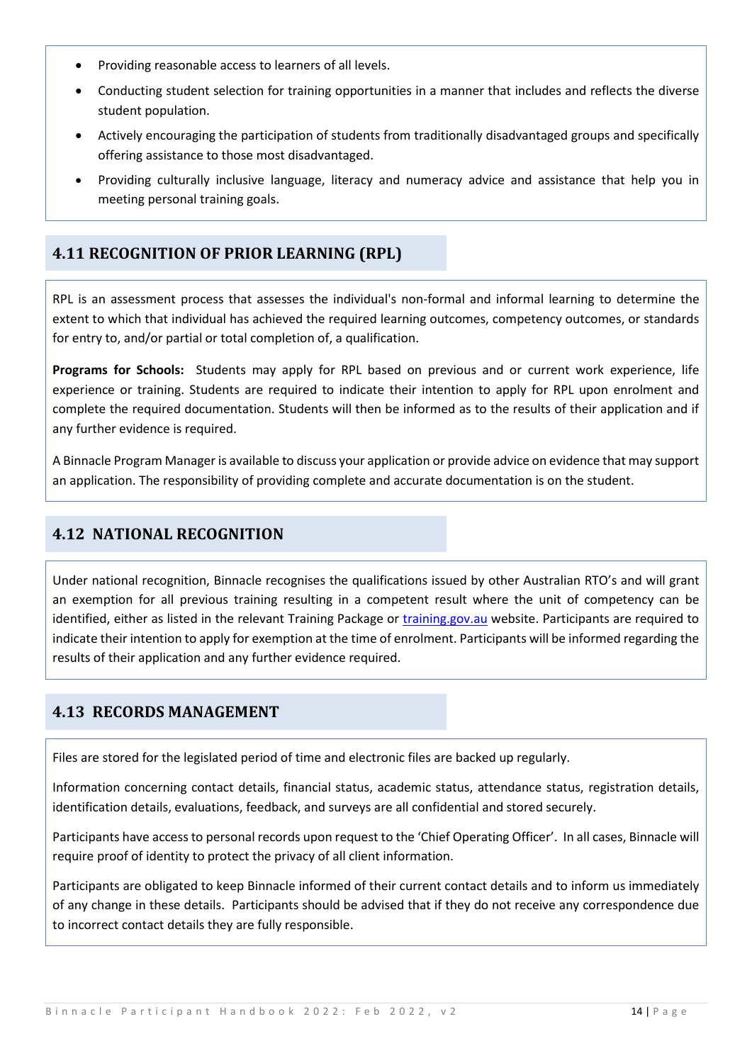- Providing reasonable access to learners of all levels.
- Conducting student selection for training opportunities in a manner that includes and reflects the diverse student population.
- Actively encouraging the participation of students from traditionally disadvantaged groups and specifically offering assistance to those most disadvantaged.
- Providing culturally inclusive language, literacy and numeracy advice and assistance that help you in meeting personal training goals.

## 4.11 RECOGNITION OF PRIOR LEARNING (RPL)

RPL is an assessment process that assesses the individual's non-formal and informal learning to determine the extent to which that individual has achieved the required learning outcomes, competency outcomes, or standards for entry to, and/or partial or total completion of, a qualification.

**Programs for Schools:** Students may apply for RPL based on previous and or current work experience, life experience or training. Students are required to indicate their intention to apply for RPL upon enrolment and complete the required documentation. Students will then be informed as to the results of their application and if any further evidence is required.

A Binnacle Program Manager is available to discuss your application or provide advice on evidence that may support an application. The responsibility of providing complete and accurate documentation is on the student.

## 4.12 NATIONAL RECOGNITION

Under national recognition, Binnacle recognises the qualifications issued by other Australian RTO's and will grant an exemption for all previous training resulting in a competent result where the unit of competency can be identified, either as listed in the relevant Training Package or [training.gov.au](training.gov.au) website. Participants are required to indicate their intention to apply for exemption at the time of enrolment. Participants will be informed regarding the results of their application and any further evidence required.

## 4.13 RECORDS MANAGEMENT

Files are stored for the legislated period of time and electronic files are backed up regularly.

Information concerning contact details, financial status, academic status, attendance status, registration details, identification details, evaluations, feedback, and surveys are all confidential and stored securely.

Participants have access to personal records upon request to the 'Chief Operating Officer'. In all cases, Binnacle will require proof of identity to protect the privacy of all client information.

Participants are obligated to keep Binnacle informed of their current contact details and to inform us immediately of any change in these details. Participants should be advised that if they do not receive any correspondence due to incorrect contact details they are fully responsible.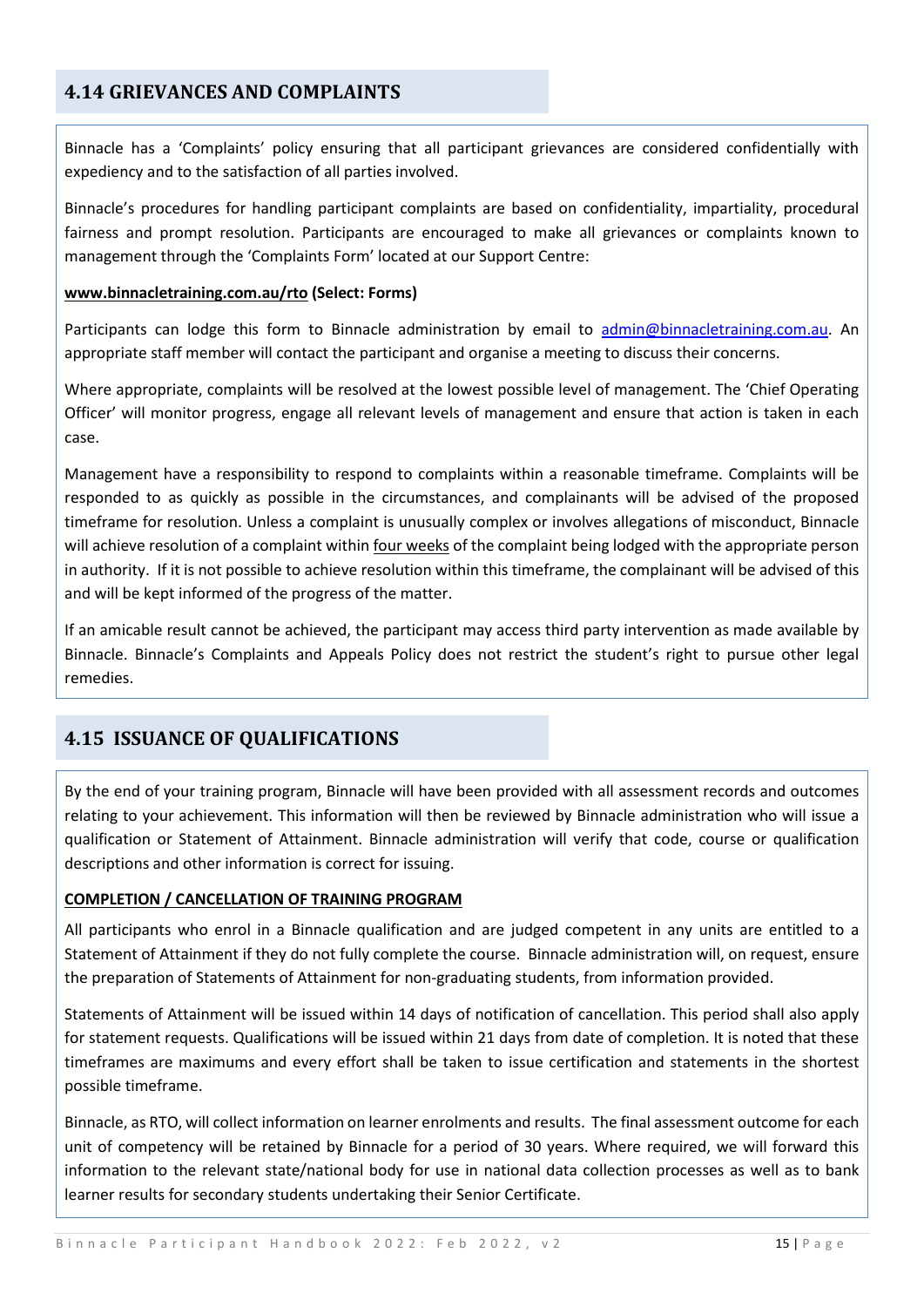## 4.14 GRIEVANCES AND COMPLAINTS

Binnacle has a 'Complaints' policy ensuring that all participant grievances are considered confidentially with expediency and to the satisfaction of all parties involved.

Binnacle's procedures for handling participant complaints are based on confidentiality, impartiality, procedural fairness and prompt resolution. Participants are encouraged to make all grievances or complaints known to management through the 'Complaints Form' located at our Support Centre:

**www.binnacletraining.com.au/rto (Select: Forms)**

Participants can lodge this form to Binnacle administration by email to admin@binnacletraining.com.au. An appropriate staff member will contact the participant and organise a meeting to discuss their concerns.

Where appropriate, complaints will be resolved at the lowest possible level of management. The 'Chief Operating Officer' will monitor progress, engage all relevant levels of management and ensure that action is taken in each case.

Management have a responsibility to respond to complaints within a reasonable timeframe. Complaints will be responded to as quickly as possible in the circumstances, and complainants will be advised of the proposed timeframe for resolution. Unless a complaint is unusually complex or involves allegations of misconduct, Binnacle will achieve resolution of a complaint within four weeks of the complaint being lodged with the appropriate person in authority. If it is not possible to achieve resolution within this timeframe, the complainant will be advised of this and will be kept informed of the progress of the matter.

If an amicable result cannot be achieved, the participant may access third party intervention as made available by Binnacle. Binnacle's Complaints and Appeals Policy does not restrict the student's right to pursue other legal remedies.

## 4.15 ISSUANCE OF QUALIFICATIONS

By the end of your training program, Binnacle will have been provided with all assessment records and outcomes relating to your achievement. This information will then be reviewed by Binnacle administration who will issue a qualification or Statement of Attainment. Binnacle administration will verify that code, course or qualification descriptions and other information is correct for issuing.

**COMPLETION / CANCELLATION OF TRAINING PROGRAM**

All participants who enrol in a Binnacle qualification and are judged competent in any units are entitled to a Statement of Attainment if they do not fully complete the course. Binnacle administration will, on request, ensure the preparation of Statements of Attainment for non-graduating students, from information provided.

Statements of Attainment will be issued within 14 days of notification of cancellation. This period shall also apply for statement requests. Qualifications will be issued within 21 days from date of completion. It is noted that these timeframes are maximums and every effort shall be taken to issue certification and statements in the shortest possible timeframe.

Binnacle, as RTO, will collect information on learner enrolments and results. The final assessment outcome for each unit of competency will be retained by Binnacle for a period of 30 years. Where required, we will forward this information to the relevant state/national body for use in national data collection processes as well as to bank learner results for secondary students undertaking their Senior Certificate.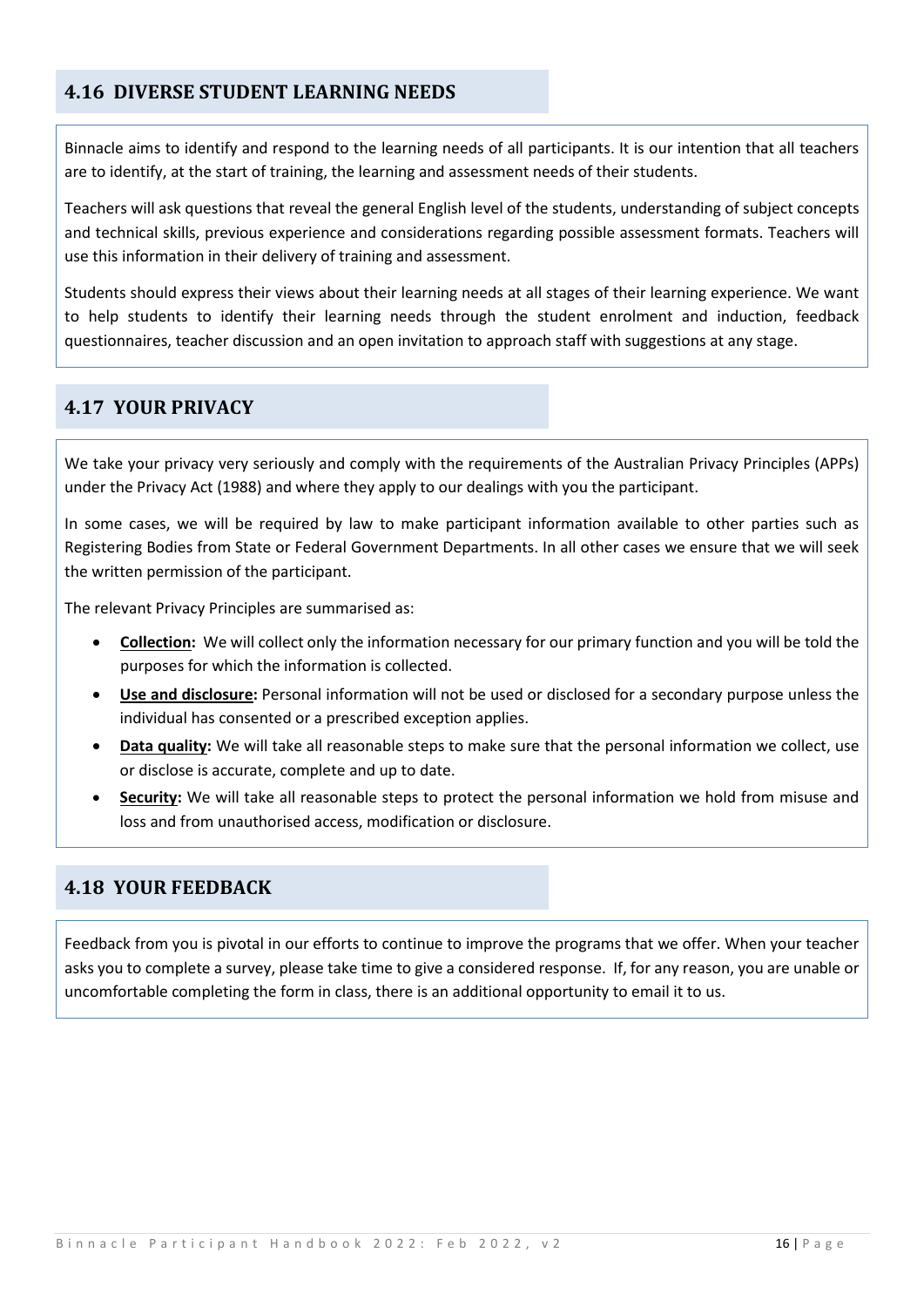## 4.16 DIVERSE STUDENT LEARNING NEEDS

Binnacle aims to identify and respond to the learning needs of all participants. It is our intention that all teachers are to identify, at the start of training, the learning and assessment needs of their students.

Teachers will ask questions that reveal the general English level of the students, understanding of subject concepts and technical skills, previous experience and considerations regarding possible assessment formats. Teachers will use this information in their delivery of training and assessment.

Students should express their views about their learning needs at all stages of their learning experience. We want to help students to identify their learning needs through the student enrolment and induction, feedback questionnaires, teacher discussion and an open invitation to approach staff with suggestions at any stage.

## 4.17 YOUR PRIVACY

We take your privacy very seriously and comply with the requirements of the Australian Privacy Principles (APPs) under the Privacy Act (1988) and where they apply to our dealings with you the participant.

In some cases, we will be required by law to make participant information available to other parties such as Registering Bodies from State or Federal Government Departments. In all other cases we ensure that we will seek the written permission of the participant.

The relevant Privacy Principles are summarised as:

- **Collection:** We will collect only the information necessary for our primary function and you will be told the purposes for which the information is collected.
- **Use and disclosure:** Personal information will not be used or disclosed for a secondary purpose unless the individual has consented or a prescribed exception applies.
- **Data quality:** We will take all reasonable steps to make sure that the personal information we collect, use or disclose is accurate, complete and up to date.
- **Security:** We will take all reasonable steps to protect the personal information we hold from misuse and loss and from unauthorised access, modification or disclosure.

## 4.18 YOUR FEEDBACK

Feedback from you is pivotal in our efforts to continue to improve the programs that we offer. When your teacher asks you to complete a survey, please take time to give a considered response. If, for any reason, you are unable or uncomfortable completing the form in class, there is an additional opportunity to email it to us.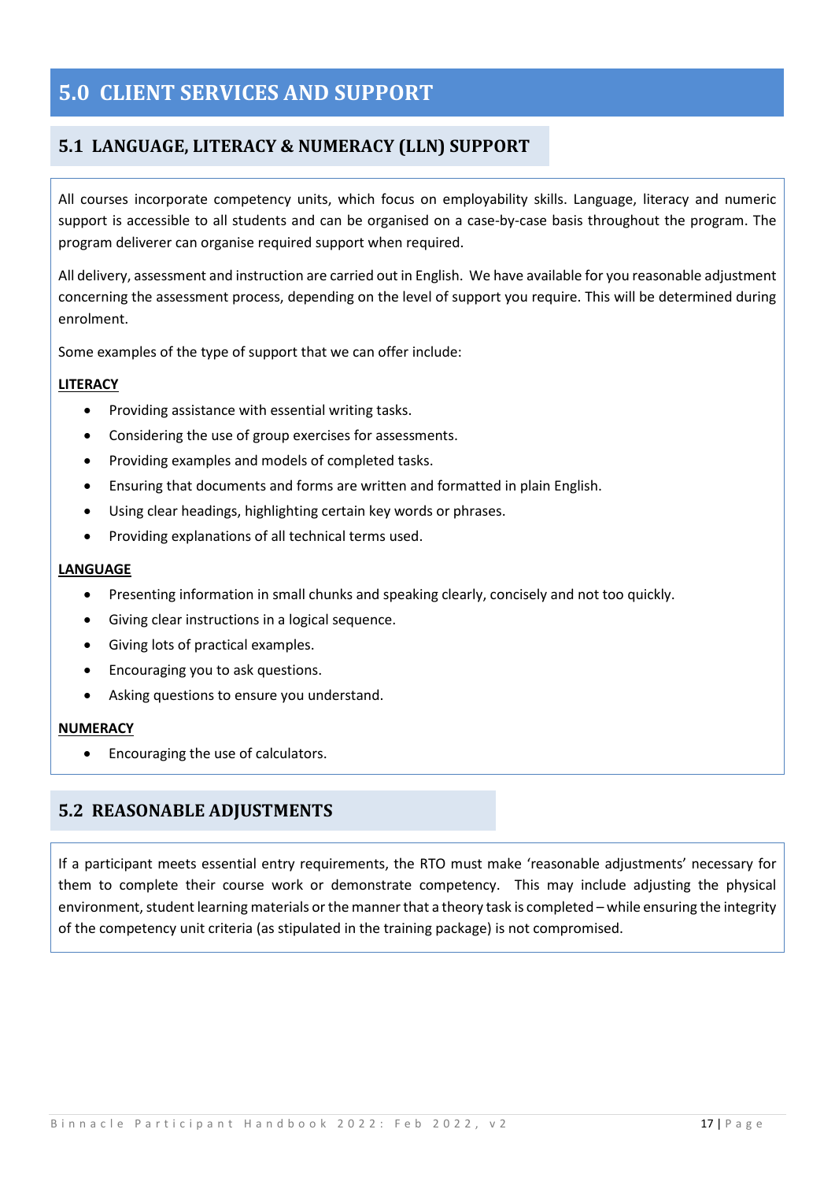# 5.0 CLIENT SERVICES AND SUPPORT

## 5.1 LANGUAGE, LITERACY & NUMERACY (LLN) SUPPORT

All courses incorporate competency units, which focus on employability skills. Language, literacy and numeric support is accessible to all students and can be organised on a case-by-case basis throughout the program. The program deliverer can organise required support when required.

All delivery, assessment and instruction are carried out in English. We have available for you reasonable adjustment concerning the assessment process, depending on the level of support you require. This will be determined during enrolment.

Some examples of the type of support that we can offer include:

**LITERACY**

- Providing assistance with essential writing tasks.
- Considering the use of group exercises for assessments.
- Providing examples and models of completed tasks.
- Ensuring that documents and forms are written and formatted in plain English.
- Using clear headings, highlighting certain key words or phrases.
- Providing explanations of all technical terms used.

**LANGUAGE**

- Presenting information in small chunks and speaking clearly, concisely and not too quickly.
- Giving clear instructions in a logical sequence.
- Giving lots of practical examples.
- Encouraging you to ask questions.
- Asking questions to ensure you understand.

**NUMERACY**

- Encouraging the use of calculators.

## 5.2 REASONABLE ADJUSTMENTS

If a participant meets essential entry requirements, the RTO must make 'reasonable adjustments' necessary for them to complete their course work or demonstrate competency. This may include adjusting the physical environment, student learning materials or the manner that a theory task is completed – while ensuring the integrity of the competency unit criteria (as stipulated in the training package) is not compromised.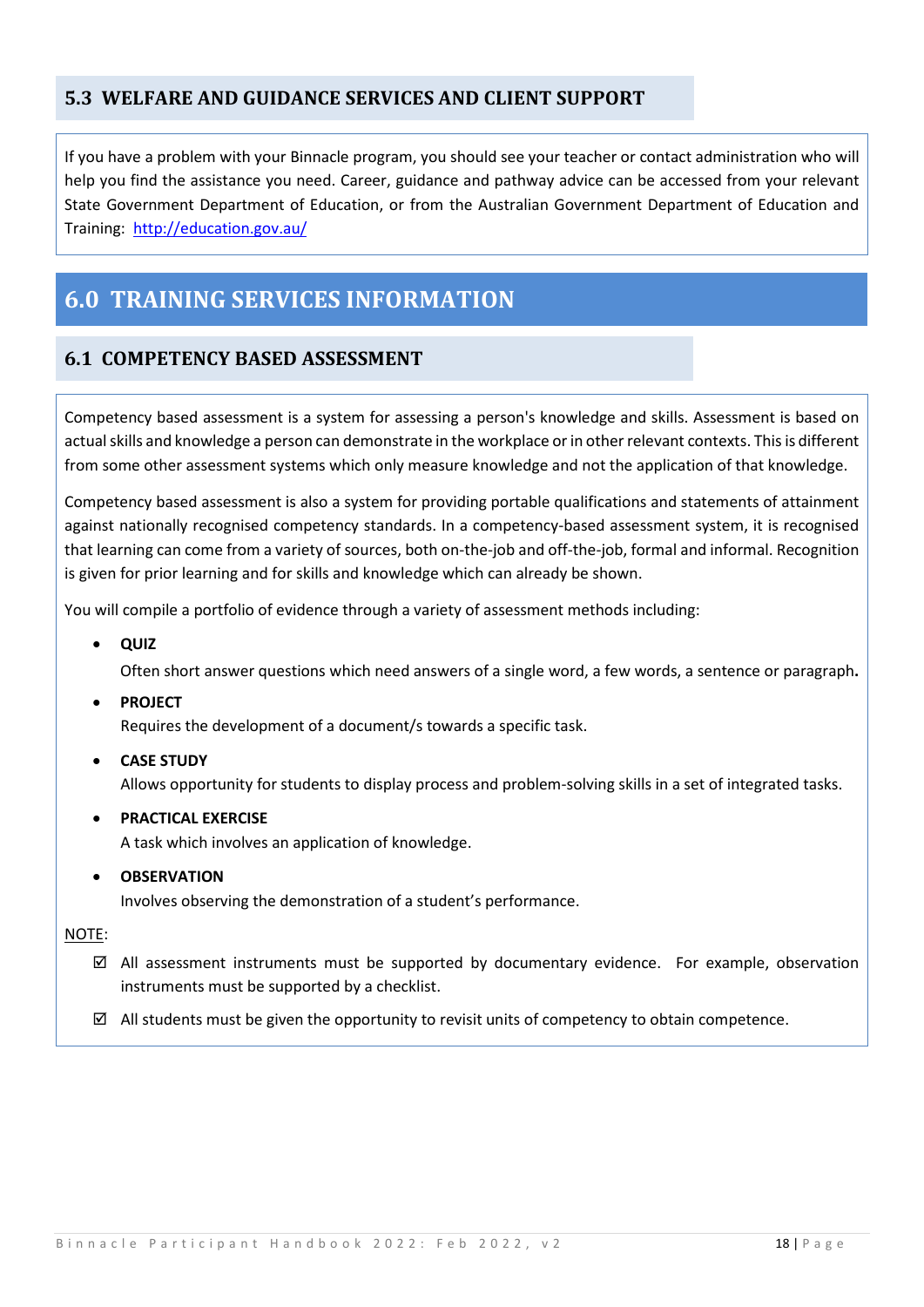### 5.3 WELFARE AND GUIDANCE SERVICES AND CLIENT SUPPORT

If you have a problem with your Binnacle program, you should see your teacher or contact administration who will help you find the assistance you need. Career, guidance and pathway advice can be accessed from your relevant State Government Department of Education, or from the Australian Government Department of Education and Training: [http://education.gov.au/](http://education.gov.au/)

## 6.0 TRAINING SERVICES INFORMATION

### 6.1 COMPETENCY BASED ASSESSMENT

Competency based assessment is a system for assessing a person's knowledge and skills. Assessment is based on actual skills and knowledge a person can demonstrate in the workplace or in other relevant contexts. This is different from some other assessment systems which only measure knowledge and not the application of that knowledge.

Competency based assessment is also a system for providing portable qualifications and statements of attainment against nationally recognised competency standards. In a competency-based assessment system, it is recognised that learning can come from a variety of sources, both on-the-job and off-the-job, formal and informal. Recognition is given for prior learning and for skills and knowledge which can already be shown.

You will compile a portfolio of evidence through a variety of assessment methods including:

- **QUIZ**
  Often short answer questions which need answers of a single word, a few words, a sentence or paragraph**.**
- **PROJECT**
  Requires the development of a document/s towards a specific task.
- **CASE STUDY**
  Allows opportunity for students to display process and problem-solving skills in a set of integrated tasks.
- **PRACTICAL EXERCISE**
  A task which involves an application of knowledge.
- **OBSERVATION**
  Involves observing the demonstration of a student's performance.

NOTE:

- ☑ All assessment instruments must be supported by documentary evidence. For example, observation instruments must be supported by a checklist.
- ☑ All students must be given the opportunity to revisit units of competency to obtain competence.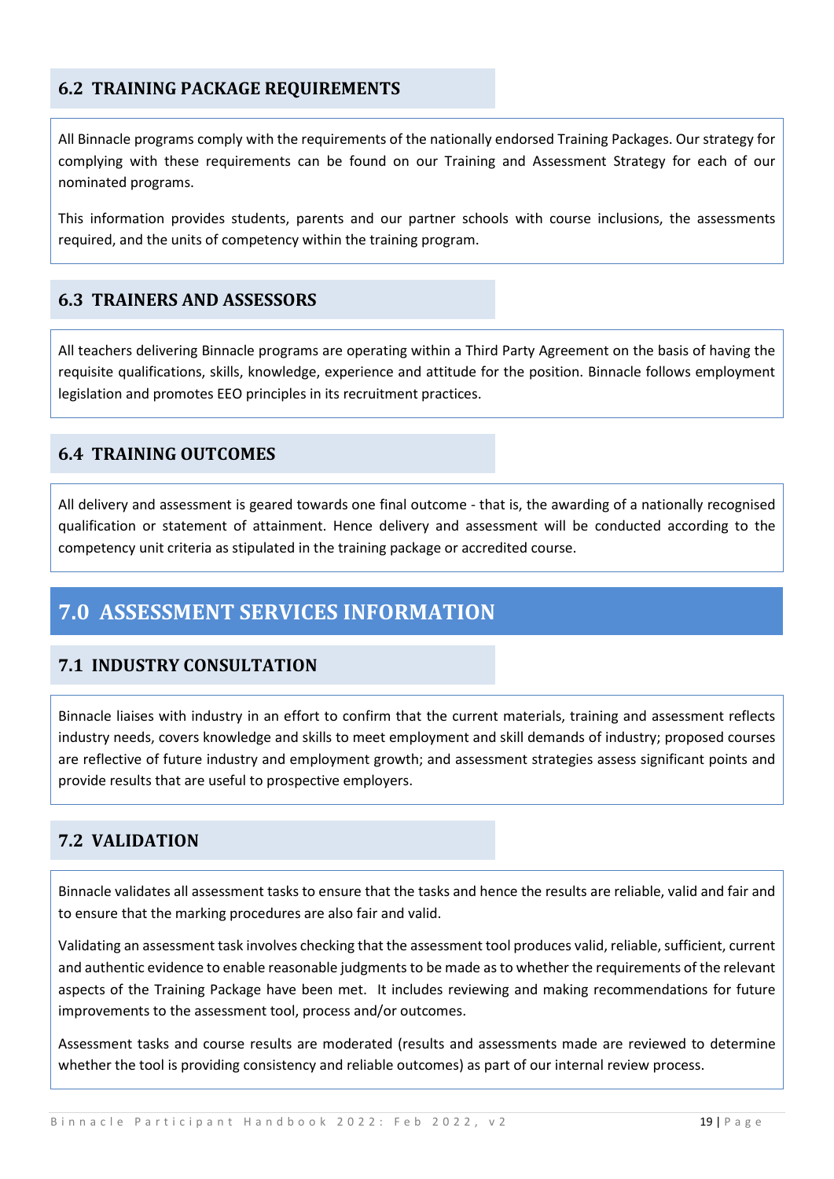## 6.2 TRAINING PACKAGE REQUIREMENTS

All Binnacle programs comply with the requirements of the nationally endorsed Training Packages. Our strategy for complying with these requirements can be found on our Training and Assessment Strategy for each of our nominated programs.

This information provides students, parents and our partner schools with course inclusions, the assessments required, and the units of competency within the training program.

## 6.3 TRAINERS AND ASSESSORS

All teachers delivering Binnacle programs are operating within a Third Party Agreement on the basis of having the requisite qualifications, skills, knowledge, experience and attitude for the position. Binnacle follows employment legislation and promotes EEO principles in its recruitment practices.

## 6.4 TRAINING OUTCOMES

All delivery and assessment is geared towards one final outcome - that is, the awarding of a nationally recognised qualification or statement of attainment. Hence delivery and assessment will be conducted according to the competency unit criteria as stipulated in the training package or accredited course.

# 7.0 ASSESSMENT SERVICES INFORMATION

## 7.1 INDUSTRY CONSULTATION

Binnacle liaises with industry in an effort to confirm that the current materials, training and assessment reflects industry needs, covers knowledge and skills to meet employment and skill demands of industry; proposed courses are reflective of future industry and employment growth; and assessment strategies assess significant points and provide results that are useful to prospective employers.

## 7.2 VALIDATION

Binnacle validates all assessment tasks to ensure that the tasks and hence the results are reliable, valid and fair and to ensure that the marking procedures are also fair and valid.

Validating an assessment task involves checking that the assessment tool produces valid, reliable, sufficient, current and authentic evidence to enable reasonable judgments to be made as to whether the requirements of the relevant aspects of the Training Package have been met. It includes reviewing and making recommendations for future improvements to the assessment tool, process and/or outcomes.

Assessment tasks and course results are moderated (results and assessments made are reviewed to determine whether the tool is providing consistency and reliable outcomes) as part of our internal review process.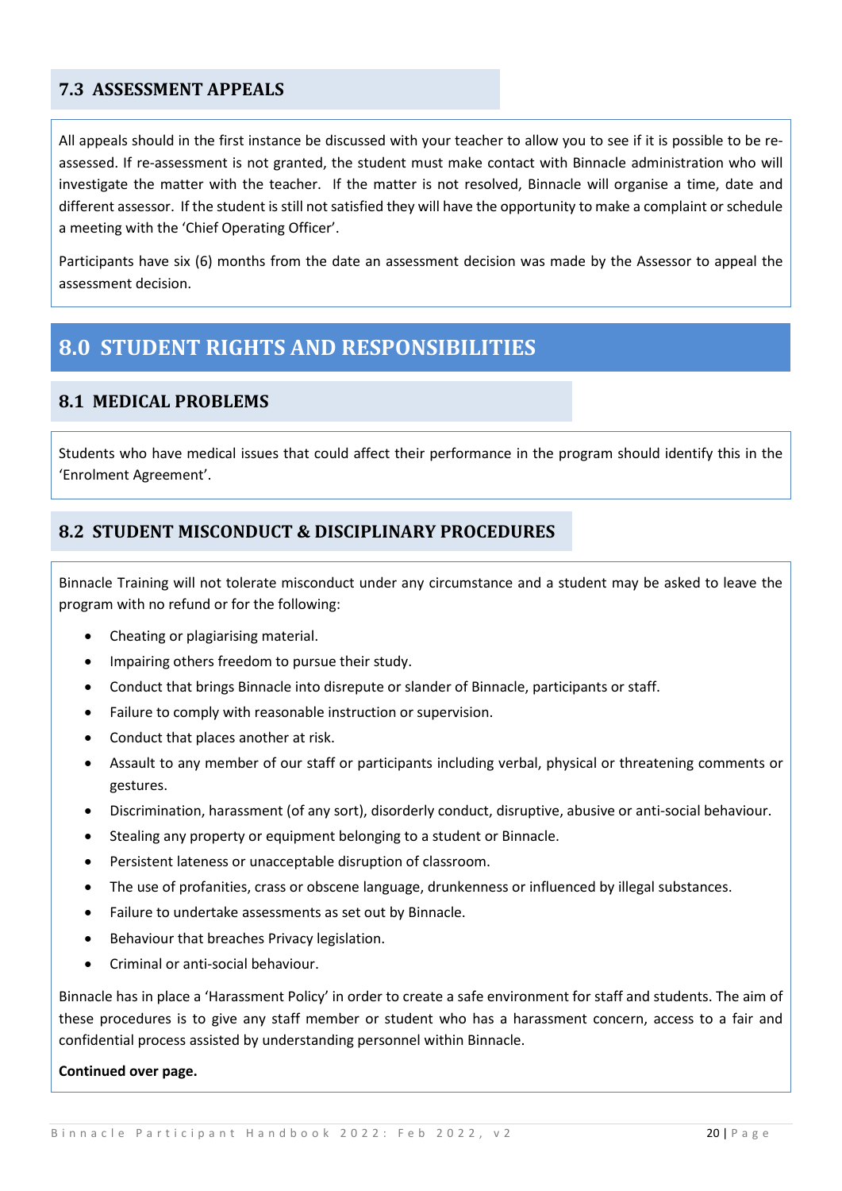### 7.3 ASSESSMENT APPEALS

All appeals should in the first instance be discussed with your teacher to allow you to see if it is possible to be re-assessed. If re-assessment is not granted, the student must make contact with Binnacle administration who will investigate the matter with the teacher. If the matter is not resolved, Binnacle will organise a time, date and different assessor. If the student is still not satisfied they will have the opportunity to make a complaint or schedule a meeting with the 'Chief Operating Officer'.

Participants have six (6) months from the date an assessment decision was made by the Assessor to appeal the assessment decision.

## 8.0 STUDENT RIGHTS AND RESPONSIBILITIES

### 8.1 MEDICAL PROBLEMS

Students who have medical issues that could affect their performance in the program should identify this in the 'Enrolment Agreement'.

### 8.2 STUDENT MISCONDUCT & DISCIPLINARY PROCEDURES

Binnacle Training will not tolerate misconduct under any circumstance and a student may be asked to leave the program with no refund or for the following:

- Cheating or plagiarising material.
- Impairing others freedom to pursue their study.
- Conduct that brings Binnacle into disrepute or slander of Binnacle, participants or staff.
- Failure to comply with reasonable instruction or supervision.
- Conduct that places another at risk.
- Assault to any member of our staff or participants including verbal, physical or threatening comments or gestures.
- Discrimination, harassment (of any sort), disorderly conduct, disruptive, abusive or anti-social behaviour.
- Stealing any property or equipment belonging to a student or Binnacle.
- Persistent lateness or unacceptable disruption of classroom.
- The use of profanities, crass or obscene language, drunkenness or influenced by illegal substances.
- Failure to undertake assessments as set out by Binnacle.
- Behaviour that breaches Privacy legislation.
- Criminal or anti-social behaviour.

Binnacle has in place a 'Harassment Policy' in order to create a safe environment for staff and students. The aim of these procedures is to give any staff member or student who has a harassment concern, access to a fair and confidential process assisted by understanding personnel within Binnacle.

**Continued over page.**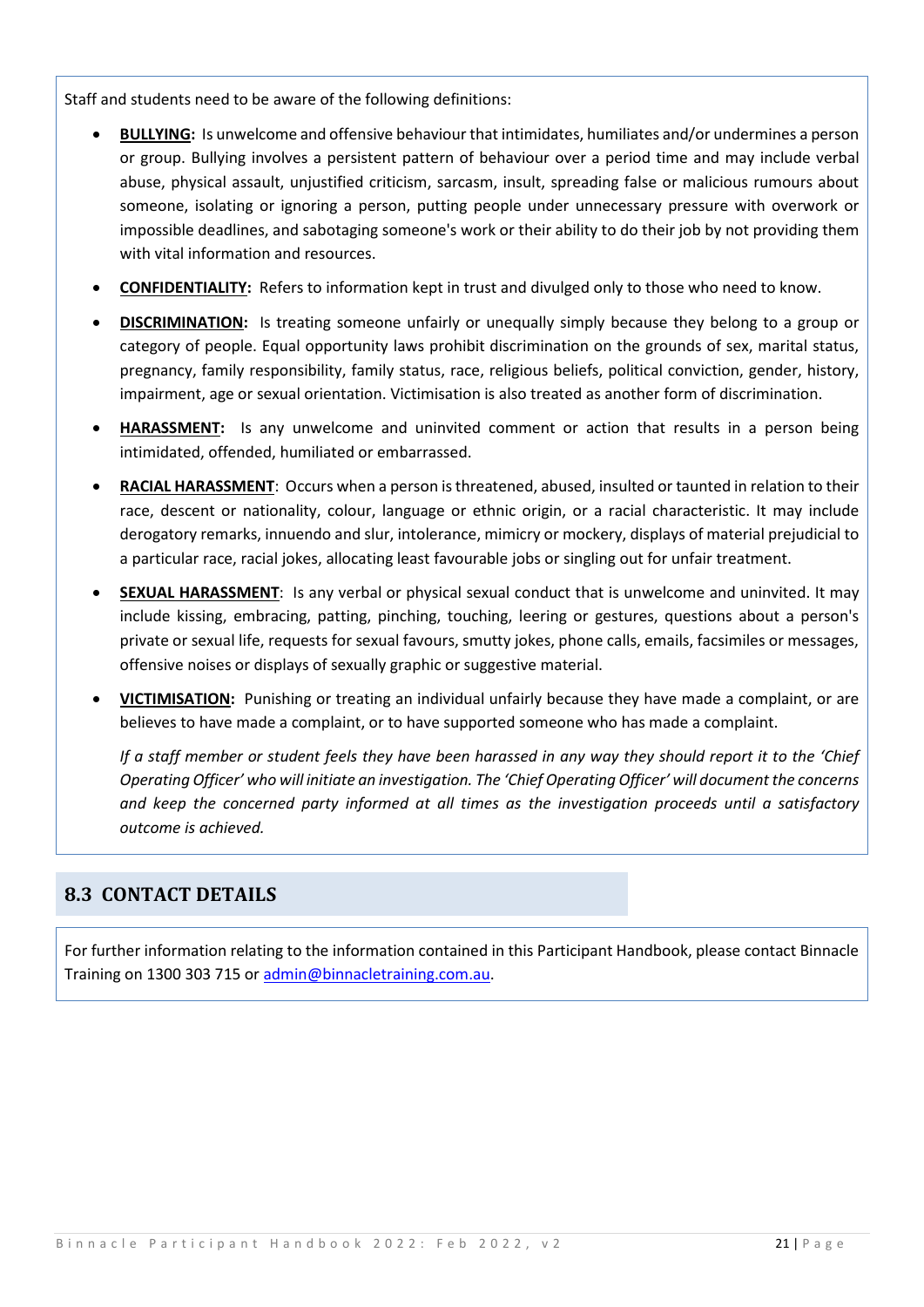Staff and students need to be aware of the following definitions:

- **BULLYING:** Is unwelcome and offensive behaviour that intimidates, humiliates and/or undermines a person or group. Bullying involves a persistent pattern of behaviour over a period time and may include verbal abuse, physical assault, unjustified criticism, sarcasm, insult, spreading false or malicious rumours about someone, isolating or ignoring a person, putting people under unnecessary pressure with overwork or impossible deadlines, and sabotaging someone's work or their ability to do their job by not providing them with vital information and resources.
- **CONFIDENTIALITY:** Refers to information kept in trust and divulged only to those who need to know.
- **DISCRIMINATION:** Is treating someone unfairly or unequally simply because they belong to a group or category of people. Equal opportunity laws prohibit discrimination on the grounds of sex, marital status, pregnancy, family responsibility, family status, race, religious beliefs, political conviction, gender, history, impairment, age or sexual orientation. Victimisation is also treated as another form of discrimination.
- **HARASSMENT:** Is any unwelcome and uninvited comment or action that results in a person being intimidated, offended, humiliated or embarrassed.
- **RACIAL HARASSMENT**: Occurs when a person is threatened, abused, insulted or taunted in relation to their race, descent or nationality, colour, language or ethnic origin, or a racial characteristic. It may include derogatory remarks, innuendo and slur, intolerance, mimicry or mockery, displays of material prejudicial to a particular race, racial jokes, allocating least favourable jobs or singling out for unfair treatment.
- **SEXUAL HARASSMENT**: Is any verbal or physical sexual conduct that is unwelcome and uninvited. It may include kissing, embracing, patting, pinching, touching, leering or gestures, questions about a person's private or sexual life, requests for sexual favours, smutty jokes, phone calls, emails, facsimiles or messages, offensive noises or displays of sexually graphic or suggestive material.
- **VICTIMISATION:** Punishing or treating an individual unfairly because they have made a complaint, or are believes to have made a complaint, or to have supported someone who has made a complaint.

  *If a staff member or student feels they have been harassed in any way they should report it to the 'Chief Operating Officer' who will initiate an investigation. The 'Chief Operating Officer' will document the concerns and keep the concerned party informed at all times as the investigation proceeds until a satisfactory outcome is achieved.*

## 8.3 CONTACT DETAILS

For further information relating to the information contained in this Participant Handbook, please contact Binnacle Training on 1300 303 715 or admin@binnacletraining.com.au.